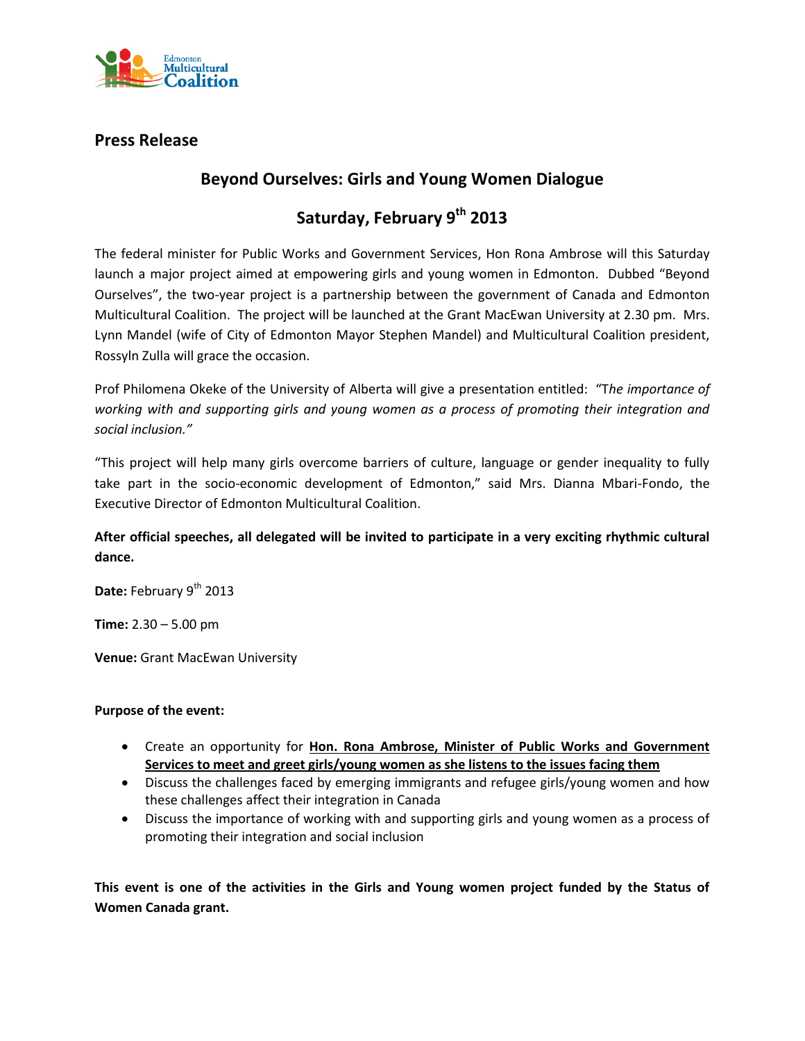Edmonton Multicultural Coalition

## Press Release

# Beyond Ourselves: Girls and Young Women Dialogue

## Saturday, February 9th 2013

The federal minister for Public Works and Government Services, Hon Rona Ambrose will this Saturday launch a major project aimed at empowering girls and young women in Edmonton. Dubbed "Beyond Ourselves", the two-year project is a partnership between the government of Canada and Edmonton Multicultural Coalition. The project will be launched at the Grant MacEwan University at 2.30 pm. Mrs. Lynn Mandel (wife of City of Edmonton Mayor Stephen Mandel) and Multicultural Coalition president, Rossyln Zulla will grace the occasion.

Prof Philomena Okeke of the University of Alberta will give a presentation entitled: "T*he importance of working with and supporting girls and young women as a process of promoting their integration and social inclusion."*

"This project will help many girls overcome barriers of culture, language or gender inequality to fully take part in the socio-economic development of Edmonton," said Mrs. Dianna Mbari-Fondo, the Executive Director of Edmonton Multicultural Coalition.

**After official speeches, all delegated will be invited to participate in a very exciting rhythmic cultural dance.**

**Date:** February 9th 2013

**Time:** 2.30 – 5.00 pm

**Venue:** Grant MacEwan University

**Purpose of the event:**

- Create an opportunity for **<u>Hon. Rona Ambrose, Minister of Public Works and Government Services to meet and greet girls/young women as she listens to the issues facing them</u>**
- Discuss the challenges faced by emerging immigrants and refugee girls/young women and how these challenges affect their integration in Canada
- Discuss the importance of working with and supporting girls and young women as a process of promoting their integration and social inclusion

**This event is one of the activities in the Girls and Young women project funded by the Status of Women Canada grant.**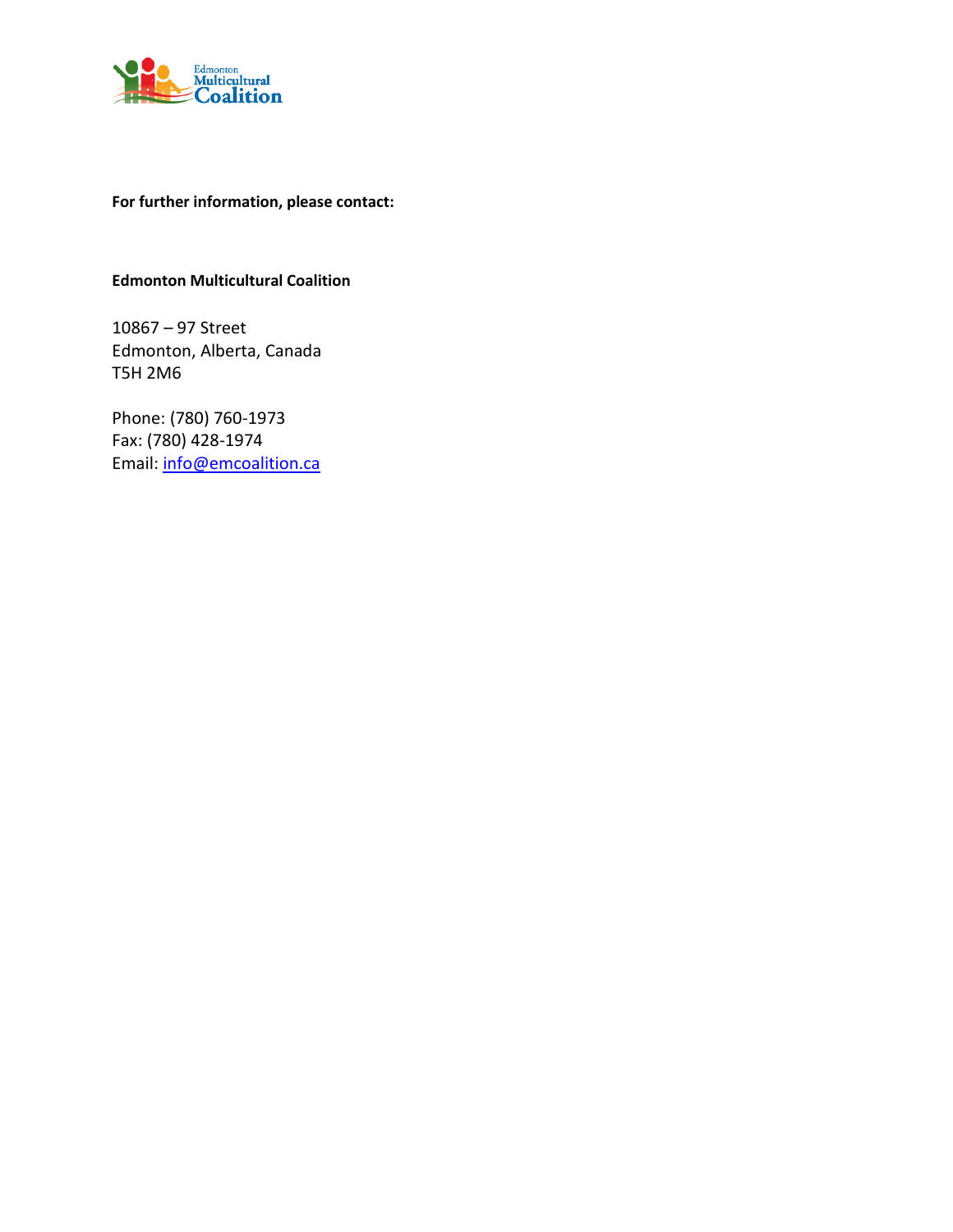**For further information, please contact:**

**Edmonton Multicultural Coalition**

10867 – 97 Street
Edmonton, Alberta, Canada
T5H 2M6

Phone: (780) 760-1973
Fax: (780) 428-1974
Email: info@emcoalition.ca